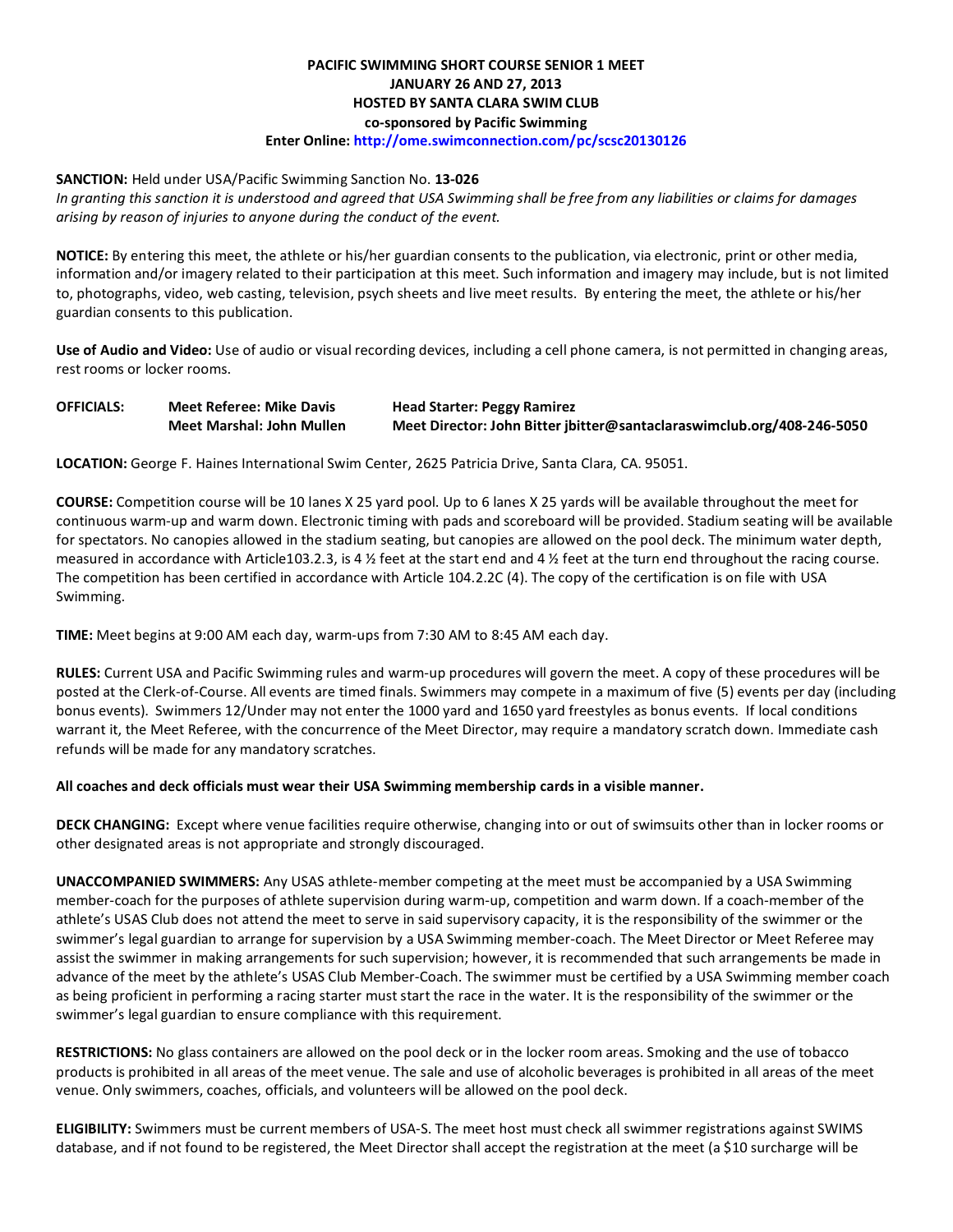**PACIFIC SWIMMING SHORT COURSE SENIOR 1 MEET**
**JANUARY 26 AND 27, 2013**
**HOSTED BY SANTA CLARA SWIM CLUB**
**co-sponsored by Pacific Swimming**
**Enter Online: http://ome.swimconnection.com/pc/scsc20130126**

**SANCTION:** Held under USA/Pacific Swimming Sanction No. **13-026**
*In granting this sanction it is understood and agreed that USA Swimming shall be free from any liabilities or claims for damages arising by reason of injuries to anyone during the conduct of the event.*

**NOTICE:** By entering this meet, the athlete or his/her guardian consents to the publication, via electronic, print or other media, information and/or imagery related to their participation at this meet. Such information and imagery may include, but is not limited to, photographs, video, web casting, television, psych sheets and live meet results. By entering the meet, the athlete or his/her guardian consents to this publication.

**Use of Audio and Video:** Use of audio or visual recording devices, including a cell phone camera, is not permitted in changing areas, rest rooms or locker rooms.

| **OFFICIALS:** | **Meet Referee: Mike Davis** | **Head Starter: Peggy Ramirez** |
|---|---|---|
| | **Meet Marshal: John Mullen** | **Meet Director: John Bitter jbitter@santaclaraswimclub.org/408-246-5050** |

**LOCATION:** George F. Haines International Swim Center, 2625 Patricia Drive, Santa Clara, CA. 95051.

**COURSE:** Competition course will be 10 lanes X 25 yard pool. Up to 6 lanes X 25 yards will be available throughout the meet for continuous warm-up and warm down. Electronic timing with pads and scoreboard will be provided. Stadium seating will be available for spectators. No canopies allowed in the stadium seating, but canopies are allowed on the pool deck. The minimum water depth, measured in accordance with Article103.2.3, is 4 ½ feet at the start end and 4 ½ feet at the turn end throughout the racing course. The competition has been certified in accordance with Article 104.2.2C (4). The copy of the certification is on file with USA Swimming.

**TIME:** Meet begins at 9:00 AM each day, warm-ups from 7:30 AM to 8:45 AM each day.

**RULES:** Current USA and Pacific Swimming rules and warm-up procedures will govern the meet. A copy of these procedures will be posted at the Clerk-of-Course. All events are timed finals. Swimmers may compete in a maximum of five (5) events per day (including bonus events). Swimmers 12/Under may not enter the 1000 yard and 1650 yard freestyles as bonus events. If local conditions warrant it, the Meet Referee, with the concurrence of the Meet Director, may require a mandatory scratch down. Immediate cash refunds will be made for any mandatory scratches.

**All coaches and deck officials must wear their USA Swimming membership cards in a visible manner.**

**DECK CHANGING:** Except where venue facilities require otherwise, changing into or out of swimsuits other than in locker rooms or other designated areas is not appropriate and strongly discouraged.

**UNACCOMPANIED SWIMMERS:** Any USAS athlete-member competing at the meet must be accompanied by a USA Swimming member-coach for the purposes of athlete supervision during warm-up, competition and warm down. If a coach-member of the athlete's USAS Club does not attend the meet to serve in said supervisory capacity, it is the responsibility of the swimmer or the swimmer's legal guardian to arrange for supervision by a USA Swimming member-coach. The Meet Director or Meet Referee may assist the swimmer in making arrangements for such supervision; however, it is recommended that such arrangements be made in advance of the meet by the athlete's USAS Club Member-Coach. The swimmer must be certified by a USA Swimming member coach as being proficient in performing a racing starter must start the race in the water. It is the responsibility of the swimmer or the swimmer's legal guardian to ensure compliance with this requirement.

**RESTRICTIONS:** No glass containers are allowed on the pool deck or in the locker room areas. Smoking and the use of tobacco products is prohibited in all areas of the meet venue. The sale and use of alcoholic beverages is prohibited in all areas of the meet venue. Only swimmers, coaches, officials, and volunteers will be allowed on the pool deck.

**ELIGIBILITY:** Swimmers must be current members of USA-S. The meet host must check all swimmer registrations against SWIMS database, and if not found to be registered, the Meet Director shall accept the registration at the meet (a $10 surcharge will be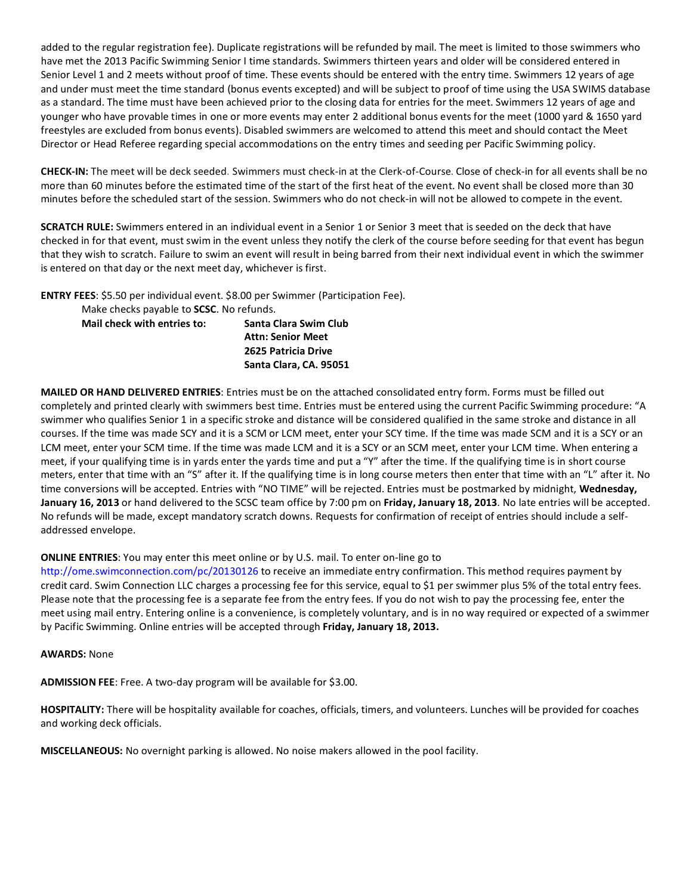added to the regular registration fee). Duplicate registrations will be refunded by mail. The meet is limited to those swimmers who have met the 2013 Pacific Swimming Senior I time standards. Swimmers thirteen years and older will be considered entered in Senior Level 1 and 2 meets without proof of time. These events should be entered with the entry time. Swimmers 12 years of age and under must meet the time standard (bonus events excepted) and will be subject to proof of time using the USA SWIMS database as a standard. The time must have been achieved prior to the closing data for entries for the meet. Swimmers 12 years of age and younger who have provable times in one or more events may enter 2 additional bonus events for the meet (1000 yard & 1650 yard freestyles are excluded from bonus events). Disabled swimmers are welcomed to attend this meet and should contact the Meet Director or Head Referee regarding special accommodations on the entry times and seeding per Pacific Swimming policy.

**CHECK-IN:** The meet will be deck seeded. Swimmers must check-in at the Clerk-of-Course. Close of check-in for all events shall be no more than 60 minutes before the estimated time of the start of the first heat of the event. No event shall be closed more than 30 minutes before the scheduled start of the session. Swimmers who do not check-in will not be allowed to compete in the event.

**SCRATCH RULE:** Swimmers entered in an individual event in a Senior 1 or Senior 3 meet that is seeded on the deck that have checked in for that event, must swim in the event unless they notify the clerk of the course before seeding for that event has begun that they wish to scratch. Failure to swim an event will result in being barred from their next individual event in which the swimmer is entered on that day or the next meet day, whichever is first.

**ENTRY FEES**: $5.50 per individual event. $8.00 per Swimmer (Participation Fee).

Make checks payable to **SCSC**. No refunds.

**Mail check with entries to:**

**Santa Clara Swim Club**
**Attn: Senior Meet**
**2625 Patricia Drive**
**Santa Clara, CA. 95051**

**MAILED OR HAND DELIVERED ENTRIES**: Entries must be on the attached consolidated entry form. Forms must be filled out completely and printed clearly with swimmers best time. Entries must be entered using the current Pacific Swimming procedure: "A swimmer who qualifies Senior 1 in a specific stroke and distance will be considered qualified in the same stroke and distance in all courses. If the time was made SCY and it is a SCM or LCM meet, enter your SCY time. If the time was made SCM and it is a SCY or an LCM meet, enter your SCM time. If the time was made LCM and it is a SCY or an SCM meet, enter your LCM time. When entering a meet, if your qualifying time is in yards enter the yards time and put a "Y" after the time. If the qualifying time is in short course meters, enter that time with an "S" after it. If the qualifying time is in long course meters then enter that time with an "L" after it. No time conversions will be accepted. Entries with "NO TIME" will be rejected. Entries must be postmarked by midnight, **Wednesday, January 16, 2013** or hand delivered to the SCSC team office by 7:00 pm on **Friday, January 18, 2013**. No late entries will be accepted. No refunds will be made, except mandatory scratch downs. Requests for confirmation of receipt of entries should include a self-addressed envelope.

**ONLINE ENTRIES**: You may enter this meet online or by U.S. mail. To enter on-line go to http://ome.swimconnection.com/pc/20130126 to receive an immediate entry confirmation. This method requires payment by credit card. Swim Connection LLC charges a processing fee for this service, equal to $1 per swimmer plus 5% of the total entry fees. Please note that the processing fee is a separate fee from the entry fees. If you do not wish to pay the processing fee, enter the meet using mail entry. Entering online is a convenience, is completely voluntary, and is in no way required or expected of a swimmer by Pacific Swimming. Online entries will be accepted through **Friday, January 18, 2013.**

**AWARDS:** None

**ADMISSION FEE**: Free. A two-day program will be available for $3.00.

**HOSPITALITY:** There will be hospitality available for coaches, officials, timers, and volunteers. Lunches will be provided for coaches and working deck officials.

**MISCELLANEOUS:** No overnight parking is allowed. No noise makers allowed in the pool facility.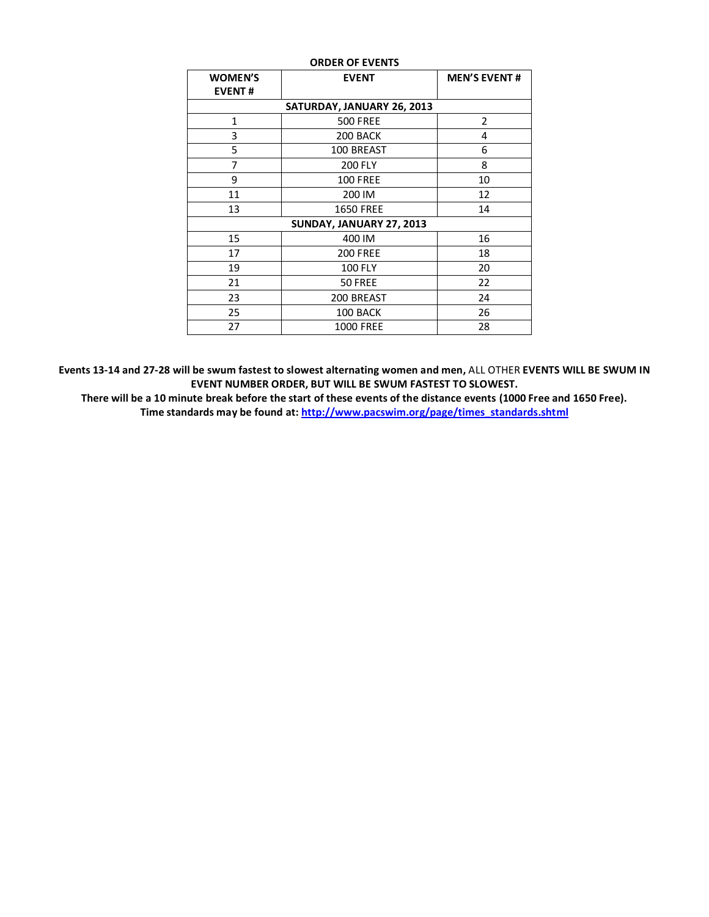**ORDER OF EVENTS**

| WOMEN'S EVENT # | EVENT | MEN'S EVENT # |
|---|---|---|
| **SATURDAY, JANUARY 26, 2013** | | |
| 1 | 500 FREE | 2 |
| 3 | 200 BACK | 4 |
| 5 | 100 BREAST | 6 |
| 7 | 200 FLY | 8 |
| 9 | 100 FREE | 10 |
| 11 | 200 IM | 12 |
| 13 | 1650 FREE | 14 |
| **SUNDAY, JANUARY 27, 2013** | | |
| 15 | 400 IM | 16 |
| 17 | 200 FREE | 18 |
| 19 | 100 FLY | 20 |
| 21 | 50 FREE | 22 |
| 23 | 200 BREAST | 24 |
| 25 | 100 BACK | 26 |
| 27 | 1000 FREE | 28 |

**Events 13-14 and 27-28 will be swum fastest to slowest alternating women and men,** ALL OTHER **EVENTS WILL BE SWUM IN EVENT NUMBER ORDER, BUT WILL BE SWUM FASTEST TO SLOWEST.**

**There will be a 10 minute break before the start of these events of the distance events (1000 Free and 1650 Free).**

**Time standards may be found at: http://www.pacswim.org/page/times_standards.shtml**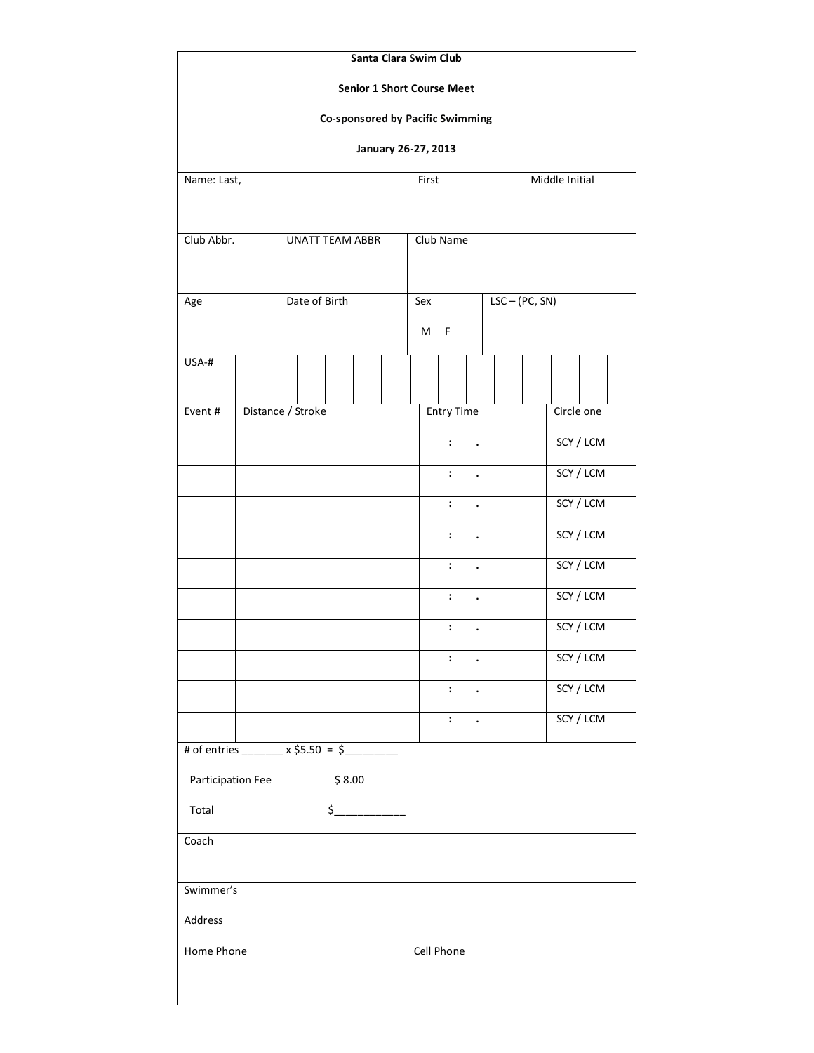**Santa Clara Swim Club**

**Senior 1 Short Course Meet**

**Co-sponsored by Pacific Swimming**

**January 26-27, 2013**

| Name: Last, | First | Middle Initial |
|---|---|---|
| | | |

| Club Abbr. | UNATT TEAM ABBR | Club Name |
|---|---|---|
| | | |

| Age | Date of Birth | Sex | LSC – (PC, SN) |
|---|---|---|---|
| | | M F | |

| USA-# | | | | | | | | | | | | | |
|---|---|---|---|---|---|---|---|---|---|---|---|---|---|
| | | | | | | | | | | | | | |

| Event # | Distance / Stroke | Entry Time | Circle one |
|---|---|---|---|
| | | : . | SCY / LCM |
| | | : . | SCY / LCM |
| | | : . | SCY / LCM |
| | | : . | SCY / LCM |
| | | : . | SCY / LCM |
| | | : . | SCY / LCM |
| | | : . | SCY / LCM |
| | | : . | SCY / LCM |
| | | : . | SCY / LCM |
| | | : . | SCY / LCM |

# of entries _______ x $5.50 = $_________

Participation Fee $ 8.00

Total $____________

Coach

Swimmer's

Address

| Home Phone | Cell Phone |
|---|---|
| | |